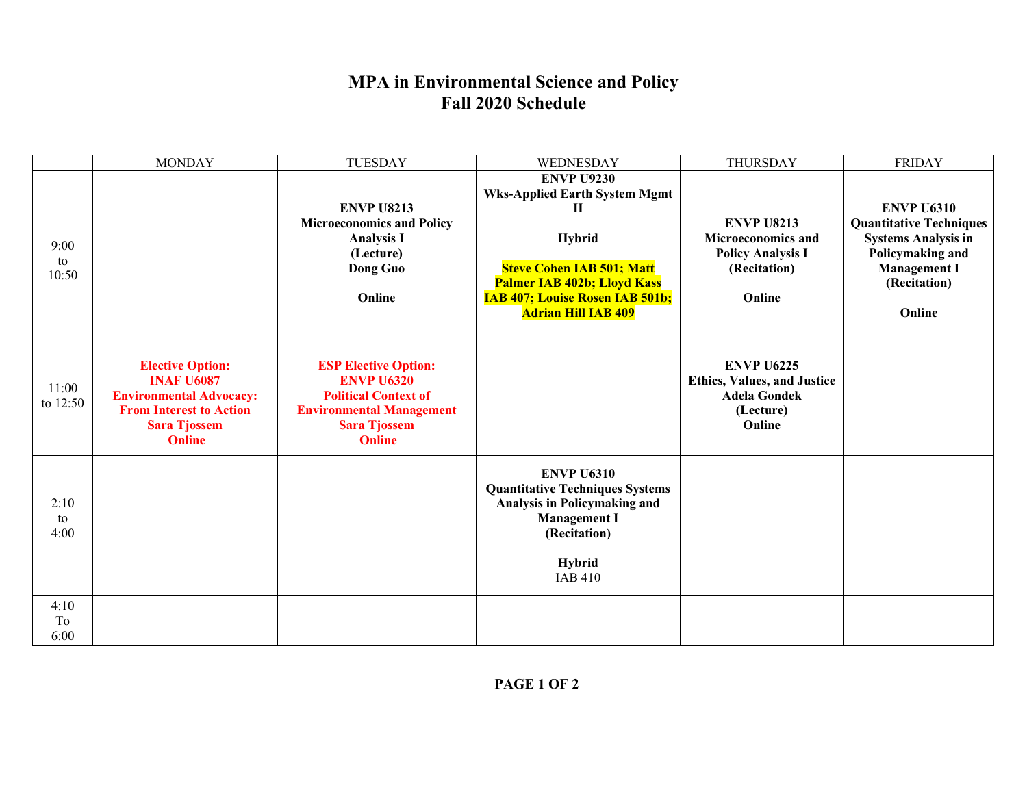# MPA in Environmental Science and Policy
## Fall 2020 Schedule

| | MONDAY | TUESDAY | WEDNESDAY | THURSDAY | FRIDAY |
|---|---|---|---|---|---|
| 9:00 to 10:50 | | **ENVP U8213 Microeconomics and Policy Analysis I (Lecture) Dong Guo**<br><br>**Online** | **ENVP U9230 Wks-Applied Earth System Mgmt II**<br><br>**Hybrid**<br><br>**Steve Cohen IAB 501; Matt Palmer IAB 402b; Lloyd Kass IAB 407; Louise Rosen IAB 501b; Adrian Hill IAB 409** | **ENVP U8213 Microeconomics and Policy Analysis I (Recitation)**<br><br>**Online** | **ENVP U6310 Quantitative Techniques Systems Analysis in Policymaking and Management I (Recitation)**<br><br>**Online** |
| 11:00 to 12:50 | **Elective Option: INAF U6087 Environmental Advocacy: From Interest to Action Sara Tjossem Online** | **ESP Elective Option: ENVP U6320 Political Context of Environmental Management Sara Tjossem Online** | | **ENVP U6225 Ethics, Values, and Justice Adela Gondek (Lecture) Online** | |
| 2:10 to 4:00 | | | **ENVP U6310 Quantitative Techniques Systems Analysis in Policymaking and Management I (Recitation)**<br><br>**Hybrid**<br>IAB 410 | | |
| 4:10 To 6:00 | | | | | |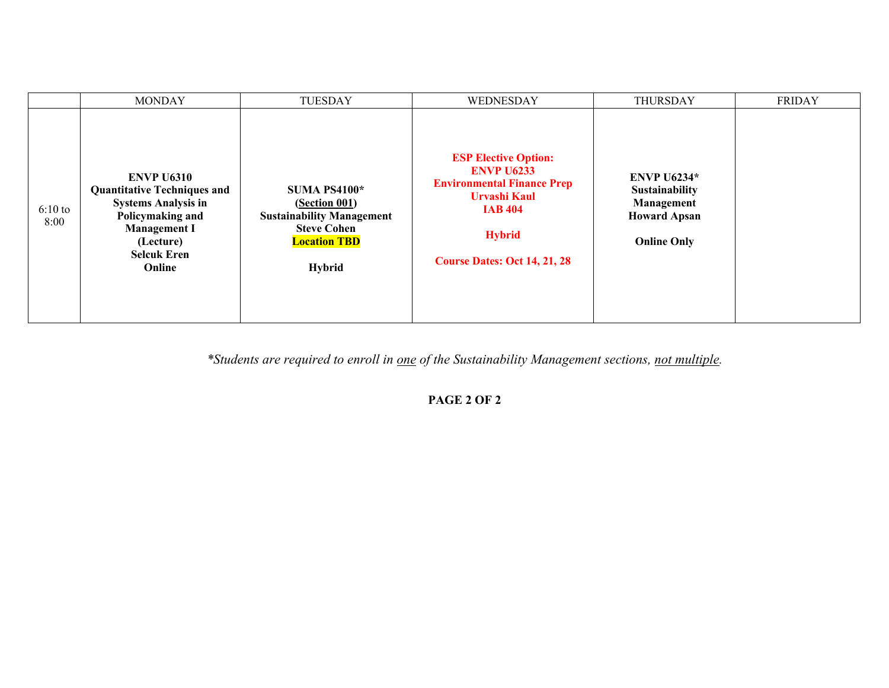| | MONDAY | TUESDAY | WEDNESDAY | THURSDAY | FRIDAY |
|---|---|---|---|---|---|
| 6:10 to 8:00 | **ENVP U6310 Quantitative Techniques and Systems Analysis in Policymaking and Management I (Lecture) Selcuk Eren Online** | **SUMA PS4100* (Section 001) Sustainability Management Steve Cohen Location TBD Hybrid** | **ESP Elective Option: ENVP U6233 Environmental Finance Prep Urvashi Kaul IAB 404 Hybrid Course Dates: Oct 14, 21, 28** | **ENVP U6234* Sustainability Management Howard Apsan Online Only** | |

*\*Students are required to enroll in one of the Sustainability Management sections, not multiple.*